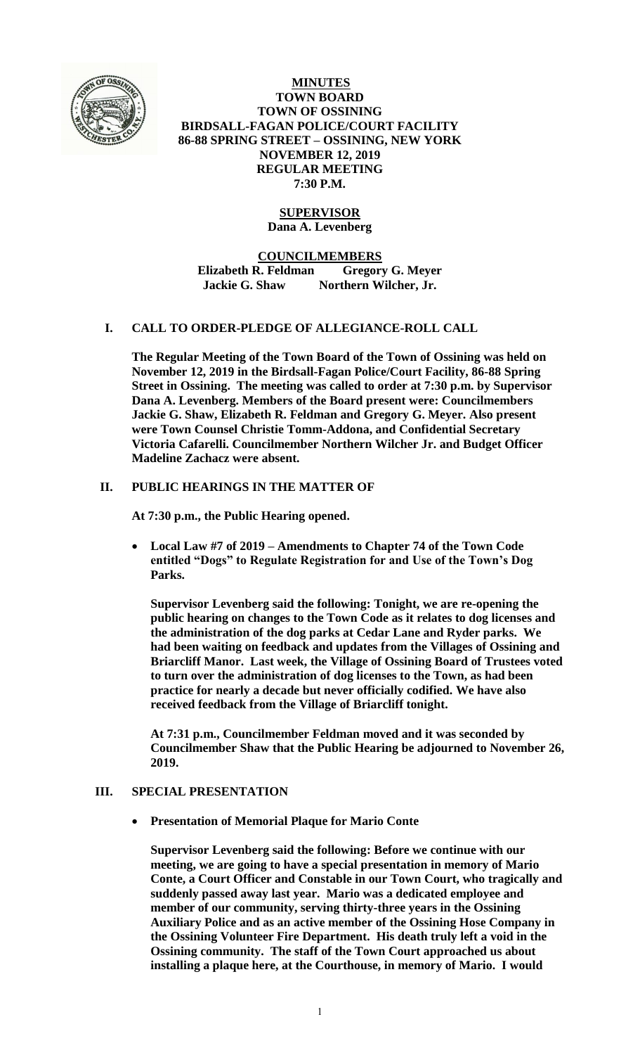**MINUTES**
**TOWN BOARD**
**TOWN OF OSSINING**
**BIRDSALL-FAGAN POLICE/COURT FACILITY**
**86-88 SPRING STREET – OSSINING, NEW YORK**
**NOVEMBER 12, 2019**
**REGULAR MEETING**
**7:30 P.M.**

**SUPERVISOR**
**Dana A. Levenberg**

**COUNCILMEMBERS**
**Elizabeth R. Feldman Gregory G. Meyer**
**Jackie G. Shaw Northern Wilcher, Jr.**

## I. CALL TO ORDER-PLEDGE OF ALLEGIANCE-ROLL CALL

**The Regular Meeting of the Town Board of the Town of Ossining was held on November 12, 2019 in the Birdsall-Fagan Police/Court Facility, 86-88 Spring Street in Ossining. The meeting was called to order at 7:30 p.m. by Supervisor Dana A. Levenberg. Members of the Board present were: Councilmembers Jackie G. Shaw, Elizabeth R. Feldman and Gregory G. Meyer. Also present were Town Counsel Christie Tomm-Addona, and Confidential Secretary Victoria Cafarelli. Councilmember Northern Wilcher Jr. and Budget Officer Madeline Zachacz were absent.**

## II. PUBLIC HEARINGS IN THE MATTER OF

**At 7:30 p.m., the Public Hearing opened.**

- **Local Law #7 of 2019 – Amendments to Chapter 74 of the Town Code entitled "Dogs" to Regulate Registration for and Use of the Town's Dog Parks.**

**Supervisor Levenberg said the following: Tonight, we are re-opening the public hearing on changes to the Town Code as it relates to dog licenses and the administration of the dog parks at Cedar Lane and Ryder parks. We had been waiting on feedback and updates from the Villages of Ossining and Briarcliff Manor. Last week, the Village of Ossining Board of Trustees voted to turn over the administration of dog licenses to the Town, as had been practice for nearly a decade but never officially codified. We have also received feedback from the Village of Briarcliff tonight.**

**At 7:31 p.m., Councilmember Feldman moved and it was seconded by Councilmember Shaw that the Public Hearing be adjourned to November 26, 2019.**

## III. SPECIAL PRESENTATION

- **Presentation of Memorial Plaque for Mario Conte**

**Supervisor Levenberg said the following: Before we continue with our meeting, we are going to have a special presentation in memory of Mario Conte, a Court Officer and Constable in our Town Court, who tragically and suddenly passed away last year. Mario was a dedicated employee and member of our community, serving thirty-three years in the Ossining Auxiliary Police and as an active member of the Ossining Hose Company in the Ossining Volunteer Fire Department. His death truly left a void in the Ossining community. The staff of the Town Court approached us about installing a plaque here, at the Courthouse, in memory of Mario. I would**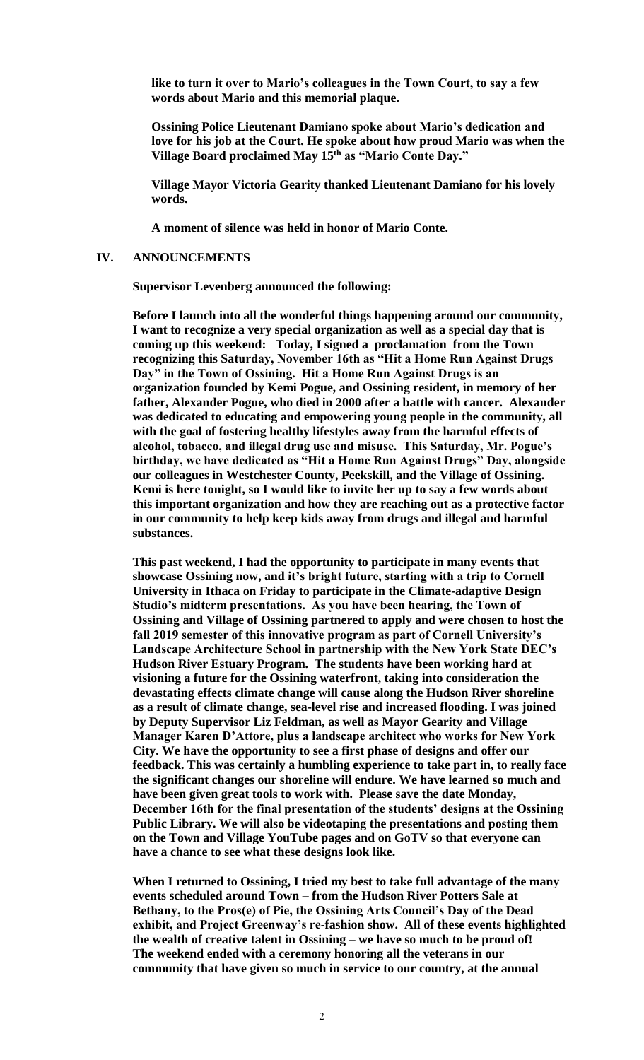**like to turn it over to Mario's colleagues in the Town Court, to say a few words about Mario and this memorial plaque.**

**Ossining Police Lieutenant Damiano spoke about Mario's dedication and love for his job at the Court. He spoke about how proud Mario was when the Village Board proclaimed May 15th as "Mario Conte Day."**

**Village Mayor Victoria Gearity thanked Lieutenant Damiano for his lovely words.**

**A moment of silence was held in honor of Mario Conte.**

## IV. ANNOUNCEMENTS

**Supervisor Levenberg announced the following:**

**Before I launch into all the wonderful things happening around our community, I want to recognize a very special organization as well as a special day that is coming up this weekend: Today, I signed a proclamation from the Town recognizing this Saturday, November 16th as "Hit a Home Run Against Drugs Day" in the Town of Ossining. Hit a Home Run Against Drugs is an organization founded by Kemi Pogue, and Ossining resident, in memory of her father, Alexander Pogue, who died in 2000 after a battle with cancer. Alexander was dedicated to educating and empowering young people in the community, all with the goal of fostering healthy lifestyles away from the harmful effects of alcohol, tobacco, and illegal drug use and misuse. This Saturday, Mr. Pogue's birthday, we have dedicated as "Hit a Home Run Against Drugs" Day, alongside our colleagues in Westchester County, Peekskill, and the Village of Ossining. Kemi is here tonight, so I would like to invite her up to say a few words about this important organization and how they are reaching out as a protective factor in our community to help keep kids away from drugs and illegal and harmful substances.**

**This past weekend, I had the opportunity to participate in many events that showcase Ossining now, and it's bright future, starting with a trip to Cornell University in Ithaca on Friday to participate in the Climate-adaptive Design Studio's midterm presentations. As you have been hearing, the Town of Ossining and Village of Ossining partnered to apply and were chosen to host the fall 2019 semester of this innovative program as part of Cornell University's Landscape Architecture School in partnership with the New York State DEC's Hudson River Estuary Program. The students have been working hard at visioning a future for the Ossining waterfront, taking into consideration the devastating effects climate change will cause along the Hudson River shoreline as a result of climate change, sea-level rise and increased flooding. I was joined by Deputy Supervisor Liz Feldman, as well as Mayor Gearity and Village Manager Karen D'Attore, plus a landscape architect who works for New York City. We have the opportunity to see a first phase of designs and offer our feedback. This was certainly a humbling experience to take part in, to really face the significant changes our shoreline will endure. We have learned so much and have been given great tools to work with. Please save the date Monday, December 16th for the final presentation of the students' designs at the Ossining Public Library. We will also be videotaping the presentations and posting them on the Town and Village YouTube pages and on GoTV so that everyone can have a chance to see what these designs look like.**

**When I returned to Ossining, I tried my best to take full advantage of the many events scheduled around Town – from the Hudson River Potters Sale at Bethany, to the Pros(e) of Pie, the Ossining Arts Council's Day of the Dead exhibit, and Project Greenway's re-fashion show. All of these events highlighted the wealth of creative talent in Ossining – we have so much to be proud of! The weekend ended with a ceremony honoring all the veterans in our community that have given so much in service to our country, at the annual**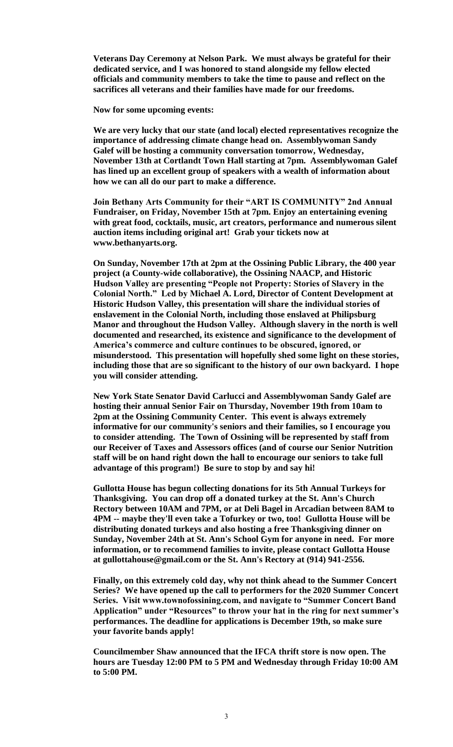**Veterans Day Ceremony at Nelson Park. We must always be grateful for their dedicated service, and I was honored to stand alongside my fellow elected officials and community members to take the time to pause and reflect on the sacrifices all veterans and their families have made for our freedoms.**

**Now for some upcoming events:**

**We are very lucky that our state (and local) elected representatives recognize the importance of addressing climate change head on. Assemblywoman Sandy Galef will be hosting a community conversation tomorrow, Wednesday, November 13th at Cortlandt Town Hall starting at 7pm. Assemblywoman Galef has lined up an excellent group of speakers with a wealth of information about how we can all do our part to make a difference.**

**Join Bethany Arts Community for their "ART IS COMMUNITY" 2nd Annual Fundraiser, on Friday, November 15th at 7pm. Enjoy an entertaining evening with great food, cocktails, music, art creators, performance and numerous silent auction items including original art! Grab your tickets now at www.bethanyarts.org.**

**On Sunday, November 17th at 2pm at the Ossining Public Library, the 400 year project (a County-wide collaborative), the Ossining NAACP, and Historic Hudson Valley are presenting "People not Property: Stories of Slavery in the Colonial North." Led by Michael A. Lord, Director of Content Development at Historic Hudson Valley, this presentation will share the individual stories of enslavement in the Colonial North, including those enslaved at Philipsburg Manor and throughout the Hudson Valley. Although slavery in the north is well documented and researched, its existence and significance to the development of America's commerce and culture continues to be obscured, ignored, or misunderstood. This presentation will hopefully shed some light on these stories, including those that are so significant to the history of our own backyard. I hope you will consider attending.**

**New York State Senator David Carlucci and Assemblywoman Sandy Galef are hosting their annual Senior Fair on Thursday, November 19th from 10am to 2pm at the Ossining Community Center. This event is always extremely informative for our community's seniors and their families, so I encourage you to consider attending. The Town of Ossining will be represented by staff from our Receiver of Taxes and Assessors offices (and of course our Senior Nutrition staff will be on hand right down the hall to encourage our seniors to take full advantage of this program!) Be sure to stop by and say hi!**

**Gullotta House has begun collecting donations for its 5th Annual Turkeys for Thanksgiving. You can drop off a donated turkey at the St. Ann's Church Rectory between 10AM and 7PM, or at Deli Bagel in Arcadian between 8AM to 4PM -- maybe they'll even take a Tofurkey or two, too! Gullotta House will be distributing donated turkeys and also hosting a free Thanksgiving dinner on Sunday, November 24th at St. Ann's School Gym for anyone in need. For more information, or to recommend families to invite, please contact Gullotta House at gullottahouse@gmail.com or the St. Ann's Rectory at (914) 941-2556.**

**Finally, on this extremely cold day, why not think ahead to the Summer Concert Series? We have opened up the call to performers for the 2020 Summer Concert Series. Visit www.townofossining.com, and navigate to "Summer Concert Band Application" under "Resources" to throw your hat in the ring for next summer's performances. The deadline for applications is December 19th, so make sure your favorite bands apply!**

**Councilmember Shaw announced that the IFCA thrift store is now open. The hours are Tuesday 12:00 PM to 5 PM and Wednesday through Friday 10:00 AM to 5:00 PM.**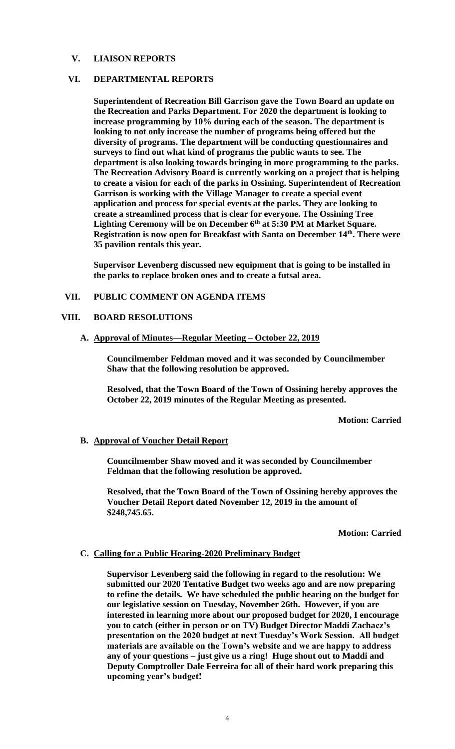## V. LIAISON REPORTS

## VI. DEPARTMENTAL REPORTS

**Superintendent of Recreation Bill Garrison gave the Town Board an update on the Recreation and Parks Department. For 2020 the department is looking to increase programming by 10% during each of the season. The department is looking to not only increase the number of programs being offered but the diversity of programs. The department will be conducting questionnaires and surveys to find out what kind of programs the public wants to see. The department is also looking towards bringing in more programming to the parks. The Recreation Advisory Board is currently working on a project that is helping to create a vision for each of the parks in Ossining. Superintendent of Recreation Garrison is working with the Village Manager to create a special event application and process for special events at the parks. They are looking to create a streamlined process that is clear for everyone. The Ossining Tree Lighting Ceremony will be on December 6th at 5:30 PM at Market Square. Registration is now open for Breakfast with Santa on December 14th. There were 35 pavilion rentals this year.**

**Supervisor Levenberg discussed new equipment that is going to be installed in the parks to replace broken ones and to create a futsal area.**

## VII. PUBLIC COMMENT ON AGENDA ITEMS

## VIII. BOARD RESOLUTIONS

### A. Approval of Minutes—Regular Meeting – October 22, 2019

**Councilmember Feldman moved and it was seconded by Councilmember Shaw that the following resolution be approved.**

**Resolved, that the Town Board of the Town of Ossining hereby approves the October 22, 2019 minutes of the Regular Meeting as presented.**

**Motion: Carried**

### B. Approval of Voucher Detail Report

**Councilmember Shaw moved and it was seconded by Councilmember Feldman that the following resolution be approved.**

**Resolved, that the Town Board of the Town of Ossining hereby approves the Voucher Detail Report dated November 12, 2019 in the amount of $248,745.65.**

**Motion: Carried**

### C. Calling for a Public Hearing-2020 Preliminary Budget

**Supervisor Levenberg said the following in regard to the resolution: We submitted our 2020 Tentative Budget two weeks ago and are now preparing to refine the details. We have scheduled the public hearing on the budget for our legislative session on Tuesday, November 26th. However, if you are interested in learning more about our proposed budget for 2020, I encourage you to catch (either in person or on TV) Budget Director Maddi Zachacz's presentation on the 2020 budget at next Tuesday's Work Session. All budget materials are available on the Town's website and we are happy to address any of your questions – just give us a ring! Huge shout out to Maddi and Deputy Comptroller Dale Ferreira for all of their hard work preparing this upcoming year's budget!**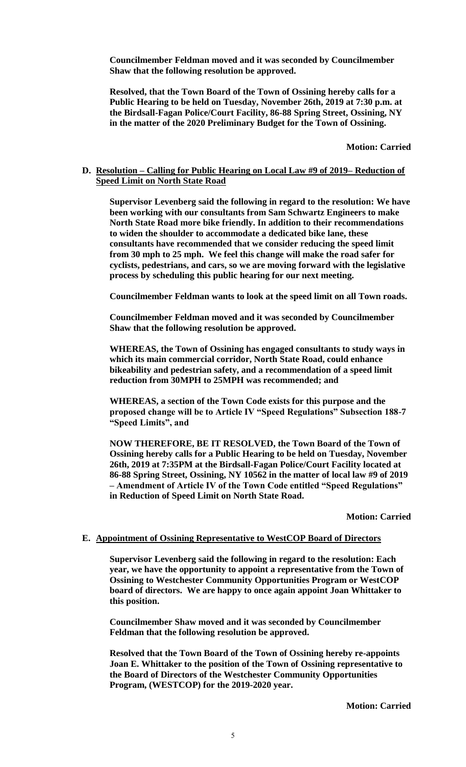**Councilmember Feldman moved and it was seconded by Councilmember Shaw that the following resolution be approved.**

**Resolved, that the Town Board of the Town of Ossining hereby calls for a Public Hearing to be held on Tuesday, November 26th, 2019 at 7:30 p.m. at the Birdsall-Fagan Police/Court Facility, 86-88 Spring Street, Ossining, NY in the matter of the 2020 Preliminary Budget for the Town of Ossining.**

**Motion: Carried**

**D. <u>Resolution – Calling for Public Hearing on Local Law #9 of 2019– Reduction of Speed Limit on North State Road</u>**

**Supervisor Levenberg said the following in regard to the resolution: We have been working with our consultants from Sam Schwartz Engineers to make North State Road more bike friendly. In addition to their recommendations to widen the shoulder to accommodate a dedicated bike lane, these consultants have recommended that we consider reducing the speed limit from 30 mph to 25 mph. We feel this change will make the road safer for cyclists, pedestrians, and cars, so we are moving forward with the legislative process by scheduling this public hearing for our next meeting.**

**Councilmember Feldman wants to look at the speed limit on all Town roads.**

**Councilmember Feldman moved and it was seconded by Councilmember Shaw that the following resolution be approved.**

**WHEREAS, the Town of Ossining has engaged consultants to study ways in which its main commercial corridor, North State Road, could enhance bikeability and pedestrian safety, and a recommendation of a speed limit reduction from 30MPH to 25MPH was recommended; and**

**WHEREAS, a section of the Town Code exists for this purpose and the proposed change will be to Article IV "Speed Regulations" Subsection 188-7 "Speed Limits", and**

**NOW THEREFORE, BE IT RESOLVED, the Town Board of the Town of Ossining hereby calls for a Public Hearing to be held on Tuesday, November 26th, 2019 at 7:35PM at the Birdsall-Fagan Police/Court Facility located at 86-88 Spring Street, Ossining, NY 10562 in the matter of local law #9 of 2019 – Amendment of Article IV of the Town Code entitled "Speed Regulations" in Reduction of Speed Limit on North State Road.**

**Motion: Carried**

**E. <u>Appointment of Ossining Representative to WestCOP Board of Directors</u>**

**Supervisor Levenberg said the following in regard to the resolution: Each year, we have the opportunity to appoint a representative from the Town of Ossining to Westchester Community Opportunities Program or WestCOP board of directors. We are happy to once again appoint Joan Whittaker to this position.**

**Councilmember Shaw moved and it was seconded by Councilmember Feldman that the following resolution be approved.**

**Resolved that the Town Board of the Town of Ossining hereby re-appoints Joan E. Whittaker to the position of the Town of Ossining representative to the Board of Directors of the Westchester Community Opportunities Program, (WESTCOP) for the 2019-2020 year.**

**Motion: Carried**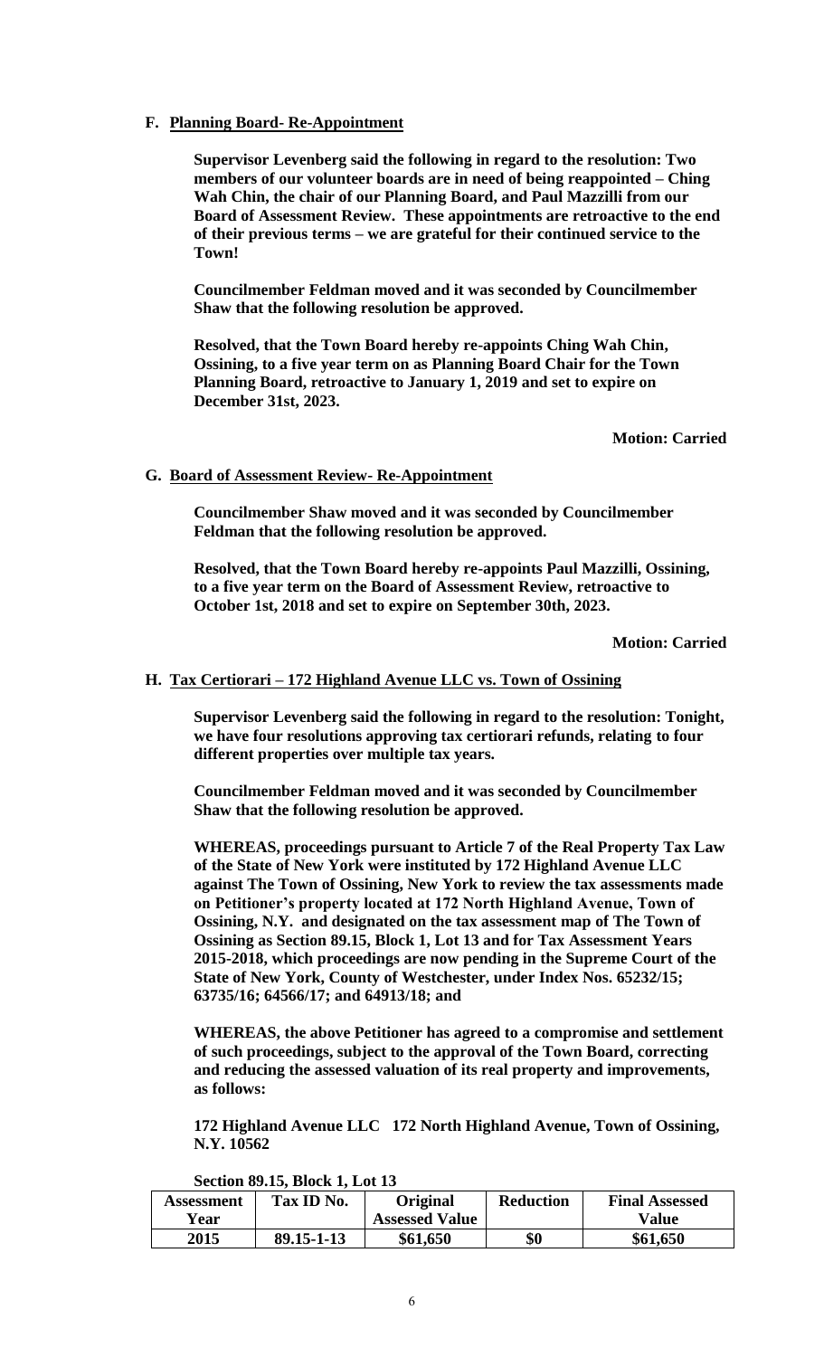**F. Planning Board- Re-Appointment**

**Supervisor Levenberg said the following in regard to the resolution: Two members of our volunteer boards are in need of being reappointed – Ching Wah Chin, the chair of our Planning Board, and Paul Mazzilli from our Board of Assessment Review. These appointments are retroactive to the end of their previous terms – we are grateful for their continued service to the Town!**

**Councilmember Feldman moved and it was seconded by Councilmember Shaw that the following resolution be approved.**

**Resolved, that the Town Board hereby re-appoints Ching Wah Chin, Ossining, to a five year term on as Planning Board Chair for the Town Planning Board, retroactive to January 1, 2019 and set to expire on December 31st, 2023.**

**Motion: Carried**

**G. Board of Assessment Review- Re-Appointment**

**Councilmember Shaw moved and it was seconded by Councilmember Feldman that the following resolution be approved.**

**Resolved, that the Town Board hereby re-appoints Paul Mazzilli, Ossining, to a five year term on the Board of Assessment Review, retroactive to October 1st, 2018 and set to expire on September 30th, 2023.**

**Motion: Carried**

**H. Tax Certiorari – 172 Highland Avenue LLC vs. Town of Ossining**

**Supervisor Levenberg said the following in regard to the resolution: Tonight, we have four resolutions approving tax certiorari refunds, relating to four different properties over multiple tax years.**

**Councilmember Feldman moved and it was seconded by Councilmember Shaw that the following resolution be approved.**

**WHEREAS, proceedings pursuant to Article 7 of the Real Property Tax Law of the State of New York were instituted by 172 Highland Avenue LLC against The Town of Ossining, New York to review the tax assessments made on Petitioner's property located at 172 North Highland Avenue, Town of Ossining, N.Y. and designated on the tax assessment map of The Town of Ossining as Section 89.15, Block 1, Lot 13 and for Tax Assessment Years 2015-2018, which proceedings are now pending in the Supreme Court of the State of New York, County of Westchester, under Index Nos. 65232/15; 63735/16; 64566/17; and 64913/18; and**

**WHEREAS, the above Petitioner has agreed to a compromise and settlement of such proceedings, subject to the approval of the Town Board, correcting and reducing the assessed valuation of its real property and improvements, as follows:**

**172 Highland Avenue LLC 172 North Highland Avenue, Town of Ossining, N.Y. 10562**

**Section 89.15, Block 1, Lot 13**

| Assessment Year | Tax ID No. | Original Assessed Value | Reduction | Final Assessed Value |
|---|---|---|---|---|
| 2015 | 89.15-1-13 | $61,650 | $0 | $61,650 |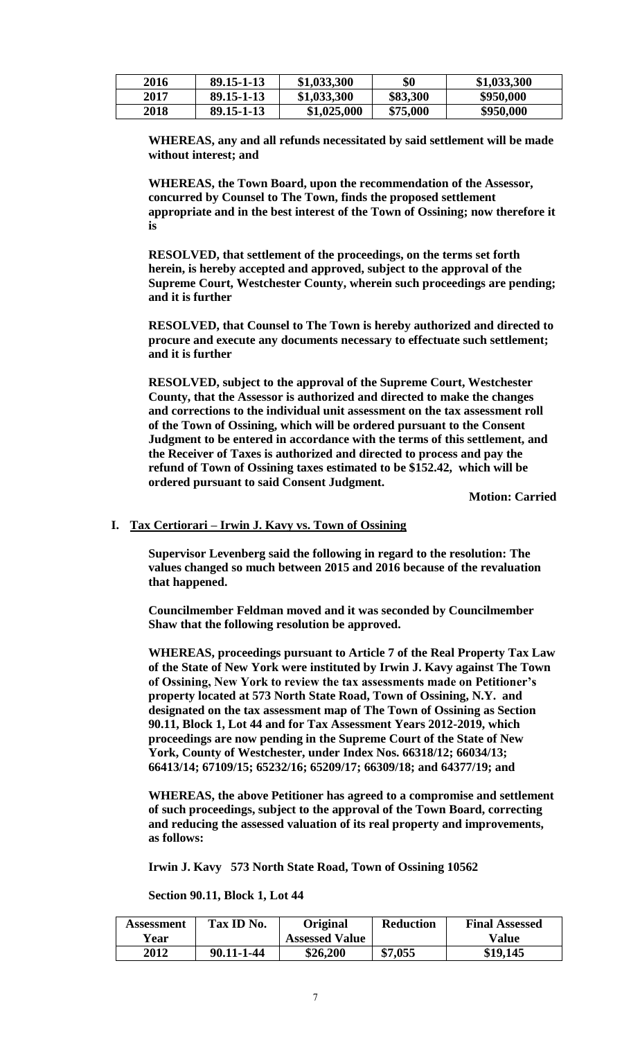| 2016 | 89.15-1-13 | $1,033,300 | $0 | $1,033,300 |
|---|---|---|---|---|
| 2017 | 89.15-1-13 | $1,033,300 | $83,300 | $950,000 |
| 2018 | 89.15-1-13 | $1,025,000 | $75,000 | $950,000 |

**WHEREAS, any and all refunds necessitated by said settlement will be made without interest; and**

**WHEREAS, the Town Board, upon the recommendation of the Assessor, concurred by Counsel to The Town, finds the proposed settlement appropriate and in the best interest of the Town of Ossining; now therefore it is**

**RESOLVED, that settlement of the proceedings, on the terms set forth herein, is hereby accepted and approved, subject to the approval of the Supreme Court, Westchester County, wherein such proceedings are pending; and it is further**

**RESOLVED, that Counsel to The Town is hereby authorized and directed to procure and execute any documents necessary to effectuate such settlement; and it is further**

**RESOLVED, subject to the approval of the Supreme Court, Westchester County, that the Assessor is authorized and directed to make the changes and corrections to the individual unit assessment on the tax assessment roll of the Town of Ossining, which will be ordered pursuant to the Consent Judgment to be entered in accordance with the terms of this settlement, and the Receiver of Taxes is authorized and directed to process and pay the refund of Town of Ossining taxes estimated to be $152.42, which will be ordered pursuant to said Consent Judgment.**

**Motion: Carried**

**I. Tax Certiorari – Irwin J. Kavy vs. Town of Ossining**

**Supervisor Levenberg said the following in regard to the resolution: The values changed so much between 2015 and 2016 because of the revaluation that happened.**

**Councilmember Feldman moved and it was seconded by Councilmember Shaw that the following resolution be approved.**

**WHEREAS, proceedings pursuant to Article 7 of the Real Property Tax Law of the State of New York were instituted by Irwin J. Kavy against The Town of Ossining, New York to review the tax assessments made on Petitioner's property located at 573 North State Road, Town of Ossining, N.Y. and designated on the tax assessment map of The Town of Ossining as Section 90.11, Block 1, Lot 44 and for Tax Assessment Years 2012-2019, which proceedings are now pending in the Supreme Court of the State of New York, County of Westchester, under Index Nos. 66318/12; 66034/13; 66413/14; 67109/15; 65232/16; 65209/17; 66309/18; and 64377/19; and**

**WHEREAS, the above Petitioner has agreed to a compromise and settlement of such proceedings, subject to the approval of the Town Board, correcting and reducing the assessed valuation of its real property and improvements, as follows:**

**Irwin J. Kavy 573 North State Road, Town of Ossining 10562**

**Section 90.11, Block 1, Lot 44**

| Assessment Year | Tax ID No. | Original Assessed Value | Reduction | Final Assessed Value |
|---|---|---|---|---|
| 2012 | 90.11-1-44 | $26,200 | $7,055 | $19,145 |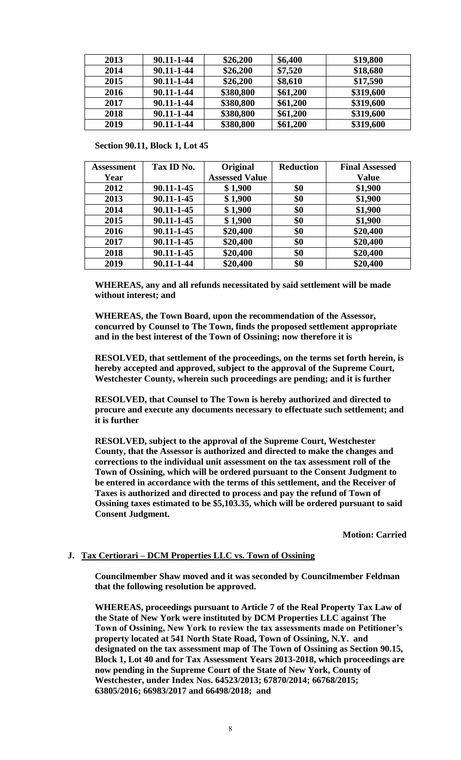| 2013 | 90.11-1-44 | $26,200 | $6,400 | $19,800 |
|---|---|---|---|---|
| 2014 | 90.11-1-44 | $26,200 | $7,520 | $18,680 |
| 2015 | 90.11-1-44 | $26,200 | $8,610 | $17,590 |
| 2016 | 90.11-1-44 | $380,800 | $61,200 | $319,600 |
| 2017 | 90.11-1-44 | $380,800 | $61,200 | $319,600 |
| 2018 | 90.11-1-44 | $380,800 | $61,200 | $319,600 |
| 2019 | 90.11-1-44 | $380,800 | $61,200 | $319,600 |

**Section 90.11, Block 1, Lot 45**

| Assessment Year | Tax ID No. | Original Assessed Value | Reduction | Final Assessed Value |
|---|---|---|---|---|
| 2012 | 90.11-1-45 | $ 1,900 | $0 | $1,900 |
| 2013 | 90.11-1-45 | $ 1,900 | $0 | $1,900 |
| 2014 | 90.11-1-45 | $ 1,900 | $0 | $1,900 |
| 2015 | 90.11-1-45 | $ 1,900 | $0 | $1,900 |
| 2016 | 90.11-1-45 | $20,400 | $0 | $20,400 |
| 2017 | 90.11-1-45 | $20,400 | $0 | $20,400 |
| 2018 | 90.11-1-45 | $20,400 | $0 | $20,400 |
| 2019 | 90.11-1-44 | $20,400 | $0 | $20,400 |

**WHEREAS, any and all refunds necessitated by said settlement will be made without interest; and**

**WHEREAS, the Town Board, upon the recommendation of the Assessor, concurred by Counsel to The Town, finds the proposed settlement appropriate and in the best interest of the Town of Ossining; now therefore it is**

**RESOLVED, that settlement of the proceedings, on the terms set forth herein, is hereby accepted and approved, subject to the approval of the Supreme Court, Westchester County, wherein such proceedings are pending; and it is further**

**RESOLVED, that Counsel to The Town is hereby authorized and directed to procure and execute any documents necessary to effectuate such settlement; and it is further**

**RESOLVED, subject to the approval of the Supreme Court, Westchester County, that the Assessor is authorized and directed to make the changes and corrections to the individual unit assessment on the tax assessment roll of the Town of Ossining, which will be ordered pursuant to the Consent Judgment to be entered in accordance with the terms of this settlement, and the Receiver of Taxes is authorized and directed to process and pay the refund of Town of Ossining taxes estimated to be $5,103.35, which will be ordered pursuant to said Consent Judgment.**

**Motion: Carried**

**J. Tax Certiorari – DCM Properties LLC vs. Town of Ossining**

**Councilmember Shaw moved and it was seconded by Councilmember Feldman that the following resolution be approved.**

**WHEREAS, proceedings pursuant to Article 7 of the Real Property Tax Law of the State of New York were instituted by DCM Properties LLC against The Town of Ossining, New York to review the tax assessments made on Petitioner's property located at 541 North State Road, Town of Ossining, N.Y. and designated on the tax assessment map of The Town of Ossining as Section 90.15, Block 1, Lot 40 and for Tax Assessment Years 2013-2018, which proceedings are now pending in the Supreme Court of the State of New York, County of Westchester, under Index Nos. 64523/2013; 67870/2014; 66768/2015; 63805/2016; 66983/2017 and 66498/2018; and**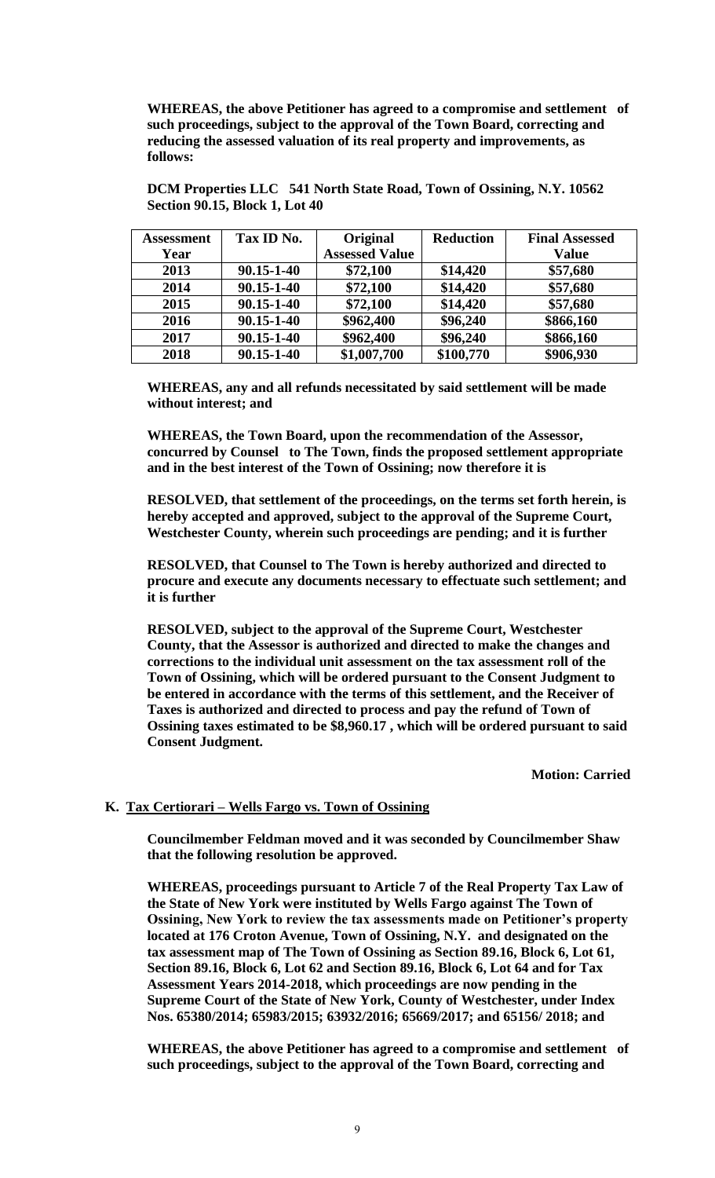**WHEREAS, the above Petitioner has agreed to a compromise and settlement of such proceedings, subject to the approval of the Town Board, correcting and reducing the assessed valuation of its real property and improvements, as follows:**

**DCM Properties LLC 541 North State Road, Town of Ossining, N.Y. 10562**
**Section 90.15, Block 1, Lot 40**

| Assessment Year | Tax ID No. | Original Assessed Value | Reduction | Final Assessed Value |
|---|---|---|---|---|
| 2013 | 90.15-1-40 | \$72,100 | \$14,420 | \$57,680 |
| 2014 | 90.15-1-40 | \$72,100 | \$14,420 | \$57,680 |
| 2015 | 90.15-1-40 | \$72,100 | \$14,420 | \$57,680 |
| 2016 | 90.15-1-40 | \$962,400 | \$96,240 | \$866,160 |
| 2017 | 90.15-1-40 | \$962,400 | \$96,240 | \$866,160 |
| 2018 | 90.15-1-40 | \$1,007,700 | \$100,770 | \$906,930 |

**WHEREAS, any and all refunds necessitated by said settlement will be made without interest; and**

**WHEREAS, the Town Board, upon the recommendation of the Assessor, concurred by Counsel to The Town, finds the proposed settlement appropriate and in the best interest of the Town of Ossining; now therefore it is**

**RESOLVED, that settlement of the proceedings, on the terms set forth herein, is hereby accepted and approved, subject to the approval of the Supreme Court, Westchester County, wherein such proceedings are pending; and it is further**

**RESOLVED, that Counsel to The Town is hereby authorized and directed to procure and execute any documents necessary to effectuate such settlement; and it is further**

**RESOLVED, subject to the approval of the Supreme Court, Westchester County, that the Assessor is authorized and directed to make the changes and corrections to the individual unit assessment on the tax assessment roll of the Town of Ossining, which will be ordered pursuant to the Consent Judgment to be entered in accordance with the terms of this settlement, and the Receiver of Taxes is authorized and directed to process and pay the refund of Town of Ossining taxes estimated to be \$8,960.17 , which will be ordered pursuant to said Consent Judgment.**

**Motion: Carried**

**K. Tax Certiorari – Wells Fargo vs. Town of Ossining**

**Councilmember Feldman moved and it was seconded by Councilmember Shaw that the following resolution be approved.**

**WHEREAS, proceedings pursuant to Article 7 of the Real Property Tax Law of the State of New York were instituted by Wells Fargo against The Town of Ossining, New York to review the tax assessments made on Petitioner's property located at 176 Croton Avenue, Town of Ossining, N.Y. and designated on the tax assessment map of The Town of Ossining as Section 89.16, Block 6, Lot 61, Section 89.16, Block 6, Lot 62 and Section 89.16, Block 6, Lot 64 and for Tax Assessment Years 2014-2018, which proceedings are now pending in the Supreme Court of the State of New York, County of Westchester, under Index Nos. 65380/2014; 65983/2015; 63932/2016; 65669/2017; and 65156/ 2018; and**

**WHEREAS, the above Petitioner has agreed to a compromise and settlement of such proceedings, subject to the approval of the Town Board, correcting and**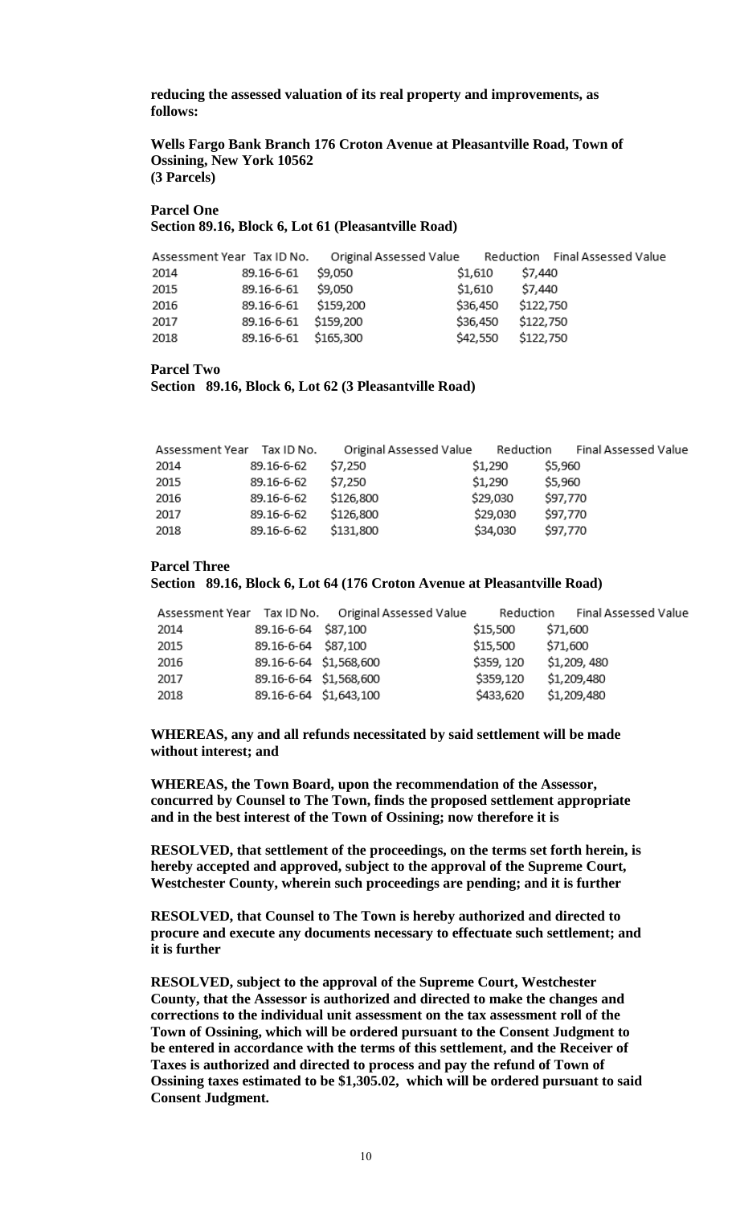**reducing the assessed valuation of its real property and improvements, as follows:**

**Wells Fargo Bank Branch 176 Croton Avenue at Pleasantville Road, Town of Ossining, New York 10562**
**(3 Parcels)**

**Parcel One**
**Section 89.16, Block 6, Lot 61 (Pleasantville Road)**

| Assessment Year | Tax ID No. | Original Assessed Value | Reduction | Final Assessed Value |
|---|---|---|---|---|
| 2014 | 89.16-6-61 | $9,050 | $1,610 | $7,440 |
| 2015 | 89.16-6-61 | $9,050 | $1,610 | $7,440 |
| 2016 | 89.16-6-61 | $159,200 | $36,450 | $122,750 |
| 2017 | 89.16-6-61 | $159,200 | $36,450 | $122,750 |
| 2018 | 89.16-6-61 | $165,300 | $42,550 | $122,750 |

**Parcel Two**
**Section 89.16, Block 6, Lot 62 (3 Pleasantville Road)**

| Assessment Year | Tax ID No. | Original Assessed Value | Reduction | Final Assessed Value |
|---|---|---|---|---|
| 2014 | 89.16-6-62 | $7,250 | $1,290 | $5,960 |
| 2015 | 89.16-6-62 | $7,250 | $1,290 | $5,960 |
| 2016 | 89.16-6-62 | $126,800 | $29,030 | $97,770 |
| 2017 | 89.16-6-62 | $126,800 | $29,030 | $97,770 |
| 2018 | 89.16-6-62 | $131,800 | $34,030 | $97,770 |

**Parcel Three**
**Section 89.16, Block 6, Lot 64 (176 Croton Avenue at Pleasantville Road)**

| Assessment Year | Tax ID No. | Original Assessed Value | Reduction | Final Assessed Value |
|---|---|---|---|---|
| 2014 | 89.16-6-64 | $87,100 | $15,500 | $71,600 |
| 2015 | 89.16-6-64 | $87,100 | $15,500 | $71,600 |
| 2016 | 89.16-6-64 | $1,568,600 | $359, 120 | $1,209, 480 |
| 2017 | 89.16-6-64 | $1,568,600 | $359,120 | $1,209,480 |
| 2018 | 89.16-6-64 | $1,643,100 | $433,620 | $1,209,480 |

**WHEREAS, any and all refunds necessitated by said settlement will be made without interest; and**

**WHEREAS, the Town Board, upon the recommendation of the Assessor, concurred by Counsel to The Town, finds the proposed settlement appropriate and in the best interest of the Town of Ossining; now therefore it is**

**RESOLVED, that settlement of the proceedings, on the terms set forth herein, is hereby accepted and approved, subject to the approval of the Supreme Court, Westchester County, wherein such proceedings are pending; and it is further**

**RESOLVED, that Counsel to The Town is hereby authorized and directed to procure and execute any documents necessary to effectuate such settlement; and it is further**

**RESOLVED, subject to the approval of the Supreme Court, Westchester County, that the Assessor is authorized and directed to make the changes and corrections to the individual unit assessment on the tax assessment roll of the Town of Ossining, which will be ordered pursuant to the Consent Judgment to be entered in accordance with the terms of this settlement, and the Receiver of Taxes is authorized and directed to process and pay the refund of Town of Ossining taxes estimated to be $1,305.02, which will be ordered pursuant to said Consent Judgment.**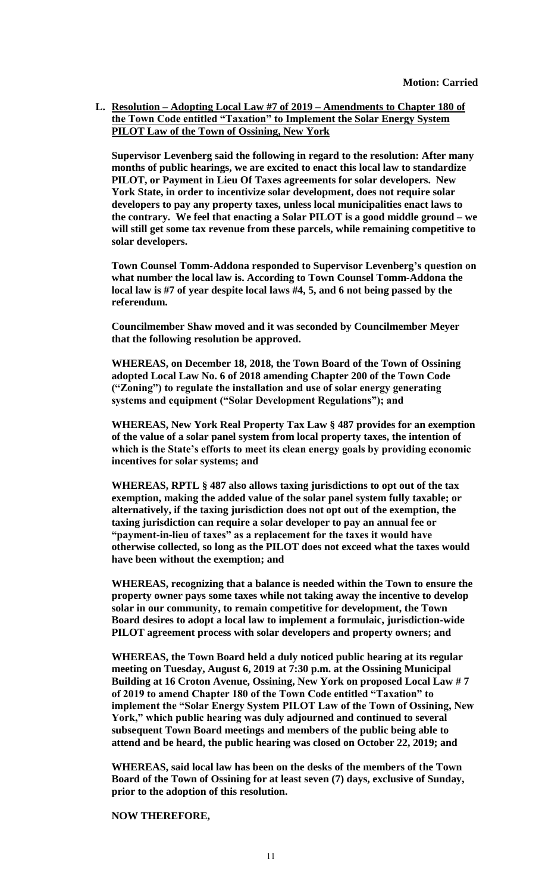**Motion: Carried**

**L. <u>Resolution – Adopting Local Law #7 of 2019 – Amendments to Chapter 180 of the Town Code entitled "Taxation" to Implement the Solar Energy System PILOT Law of the Town of Ossining, New York</u>**

**Supervisor Levenberg said the following in regard to the resolution: After many months of public hearings, we are excited to enact this local law to standardize PILOT, or Payment in Lieu Of Taxes agreements for solar developers. New York State, in order to incentivize solar development, does not require solar developers to pay any property taxes, unless local municipalities enact laws to the contrary. We feel that enacting a Solar PILOT is a good middle ground – we will still get some tax revenue from these parcels, while remaining competitive to solar developers.**

**Town Counsel Tomm-Addona responded to Supervisor Levenberg's question on what number the local law is. According to Town Counsel Tomm-Addona the local law is #7 of year despite local laws #4, 5, and 6 not being passed by the referendum.**

**Councilmember Shaw moved and it was seconded by Councilmember Meyer that the following resolution be approved.**

**WHEREAS, on December 18, 2018, the Town Board of the Town of Ossining adopted Local Law No. 6 of 2018 amending Chapter 200 of the Town Code ("Zoning") to regulate the installation and use of solar energy generating systems and equipment ("Solar Development Regulations"); and**

**WHEREAS, New York Real Property Tax Law § 487 provides for an exemption of the value of a solar panel system from local property taxes, the intention of which is the State's efforts to meet its clean energy goals by providing economic incentives for solar systems; and**

**WHEREAS, RPTL § 487 also allows taxing jurisdictions to opt out of the tax exemption, making the added value of the solar panel system fully taxable; or alternatively, if the taxing jurisdiction does not opt out of the exemption, the taxing jurisdiction can require a solar developer to pay an annual fee or "payment-in-lieu of taxes" as a replacement for the taxes it would have otherwise collected, so long as the PILOT does not exceed what the taxes would have been without the exemption; and**

**WHEREAS, recognizing that a balance is needed within the Town to ensure the property owner pays some taxes while not taking away the incentive to develop solar in our community, to remain competitive for development, the Town Board desires to adopt a local law to implement a formulaic, jurisdiction-wide PILOT agreement process with solar developers and property owners; and**

**WHEREAS, the Town Board held a duly noticed public hearing at its regular meeting on Tuesday, August 6, 2019 at 7:30 p.m. at the Ossining Municipal Building at 16 Croton Avenue, Ossining, New York on proposed Local Law # 7 of 2019 to amend Chapter 180 of the Town Code entitled "Taxation" to implement the "Solar Energy System PILOT Law of the Town of Ossining, New York," which public hearing was duly adjourned and continued to several subsequent Town Board meetings and members of the public being able to attend and be heard, the public hearing was closed on October 22, 2019; and**

**WHEREAS, said local law has been on the desks of the members of the Town Board of the Town of Ossining for at least seven (7) days, exclusive of Sunday, prior to the adoption of this resolution.**

**NOW THEREFORE,**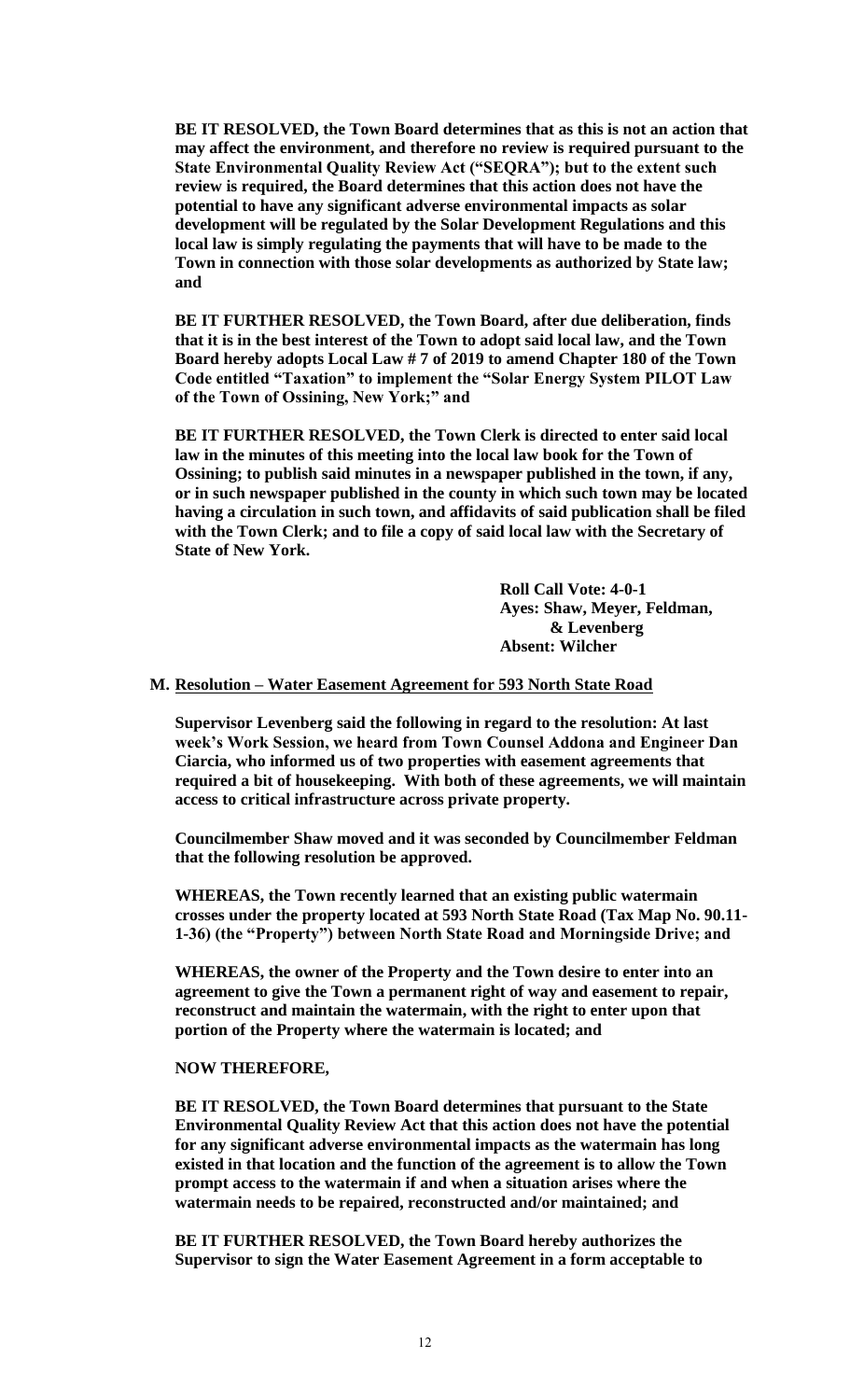**BE IT RESOLVED, the Town Board determines that as this is not an action that may affect the environment, and therefore no review is required pursuant to the State Environmental Quality Review Act ("SEQRA"); but to the extent such review is required, the Board determines that this action does not have the potential to have any significant adverse environmental impacts as solar development will be regulated by the Solar Development Regulations and this local law is simply regulating the payments that will have to be made to the Town in connection with those solar developments as authorized by State law; and**

**BE IT FURTHER RESOLVED, the Town Board, after due deliberation, finds that it is in the best interest of the Town to adopt said local law, and the Town Board hereby adopts Local Law # 7 of 2019 to amend Chapter 180 of the Town Code entitled "Taxation" to implement the "Solar Energy System PILOT Law of the Town of Ossining, New York;" and**

**BE IT FURTHER RESOLVED, the Town Clerk is directed to enter said local law in the minutes of this meeting into the local law book for the Town of Ossining; to publish said minutes in a newspaper published in the town, if any, or in such newspaper published in the county in which such town may be located having a circulation in such town, and affidavits of said publication shall be filed with the Town Clerk; and to file a copy of said local law with the Secretary of State of New York.**

**Roll Call Vote: 4-0-1**
**Ayes: Shaw, Meyer, Feldman, & Levenberg**
**Absent: Wilcher**

**M. Resolution – Water Easement Agreement for 593 North State Road**

**Supervisor Levenberg said the following in regard to the resolution: At last week's Work Session, we heard from Town Counsel Addona and Engineer Dan Ciarcia, who informed us of two properties with easement agreements that required a bit of housekeeping. With both of these agreements, we will maintain access to critical infrastructure across private property.**

**Councilmember Shaw moved and it was seconded by Councilmember Feldman that the following resolution be approved.**

**WHEREAS, the Town recently learned that an existing public watermain crosses under the property located at 593 North State Road (Tax Map No. 90.11-1-36) (the "Property") between North State Road and Morningside Drive; and**

**WHEREAS, the owner of the Property and the Town desire to enter into an agreement to give the Town a permanent right of way and easement to repair, reconstruct and maintain the watermain, with the right to enter upon that portion of the Property where the watermain is located; and**

**NOW THEREFORE,**

**BE IT RESOLVED, the Town Board determines that pursuant to the State Environmental Quality Review Act that this action does not have the potential for any significant adverse environmental impacts as the watermain has long existed in that location and the function of the agreement is to allow the Town prompt access to the watermain if and when a situation arises where the watermain needs to be repaired, reconstructed and/or maintained; and**

**BE IT FURTHER RESOLVED, the Town Board hereby authorizes the Supervisor to sign the Water Easement Agreement in a form acceptable to**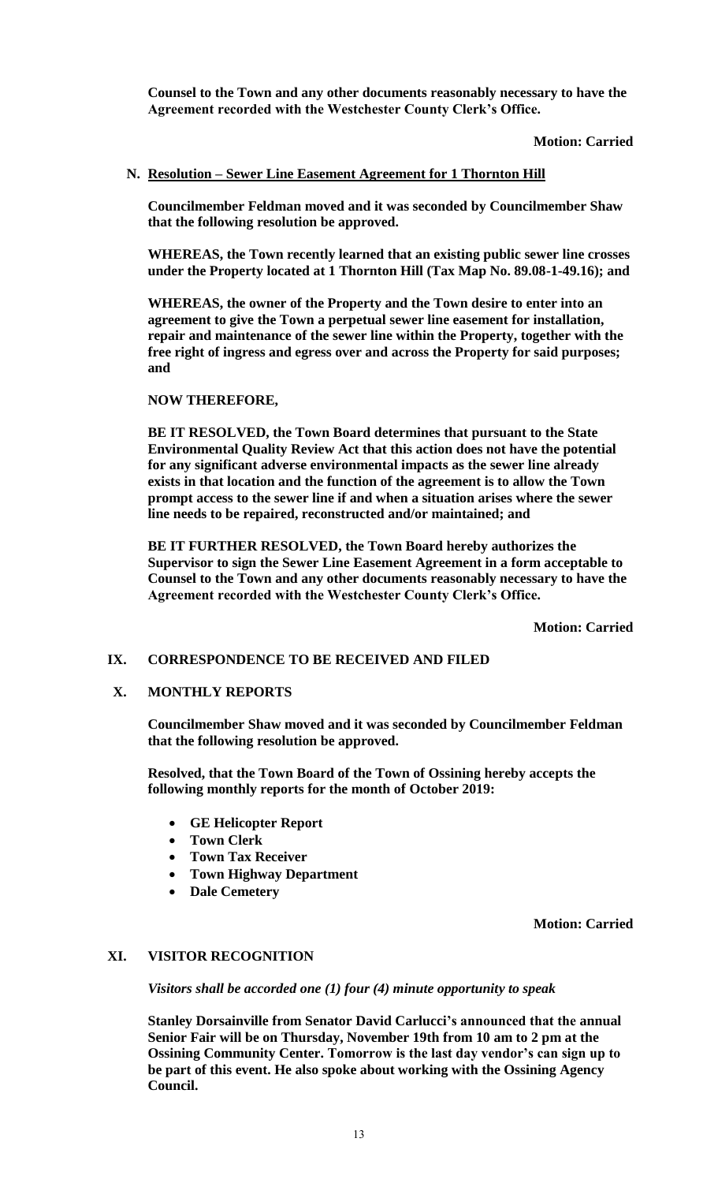**Counsel to the Town and any other documents reasonably necessary to have the Agreement recorded with the Westchester County Clerk's Office.**

**Motion: Carried**

**N. Resolution – Sewer Line Easement Agreement for 1 Thornton Hill**

**Councilmember Feldman moved and it was seconded by Councilmember Shaw that the following resolution be approved.**

**WHEREAS, the Town recently learned that an existing public sewer line crosses under the Property located at 1 Thornton Hill (Tax Map No. 89.08-1-49.16); and**

**WHEREAS, the owner of the Property and the Town desire to enter into an agreement to give the Town a perpetual sewer line easement for installation, repair and maintenance of the sewer line within the Property, together with the free right of ingress and egress over and across the Property for said purposes; and**

**NOW THEREFORE,**

**BE IT RESOLVED, the Town Board determines that pursuant to the State Environmental Quality Review Act that this action does not have the potential for any significant adverse environmental impacts as the sewer line already exists in that location and the function of the agreement is to allow the Town prompt access to the sewer line if and when a situation arises where the sewer line needs to be repaired, reconstructed and/or maintained; and**

**BE IT FURTHER RESOLVED, the Town Board hereby authorizes the Supervisor to sign the Sewer Line Easement Agreement in a form acceptable to Counsel to the Town and any other documents reasonably necessary to have the Agreement recorded with the Westchester County Clerk's Office.**

**Motion: Carried**

## IX. CORRESPONDENCE TO BE RECEIVED AND FILED

## X. MONTHLY REPORTS

**Councilmember Shaw moved and it was seconded by Councilmember Feldman that the following resolution be approved.**

**Resolved, that the Town Board of the Town of Ossining hereby accepts the following monthly reports for the month of October 2019:**

- **GE Helicopter Report**
- **Town Clerk**
- **Town Tax Receiver**
- **Town Highway Department**
- **Dale Cemetery**

**Motion: Carried**

## XI. VISITOR RECOGNITION

***Visitors shall be accorded one (1) four (4) minute opportunity to speak***

**Stanley Dorsainville from Senator David Carlucci's announced that the annual Senior Fair will be on Thursday, November 19th from 10 am to 2 pm at the Ossining Community Center. Tomorrow is the last day vendor's can sign up to be part of this event. He also spoke about working with the Ossining Agency Council.**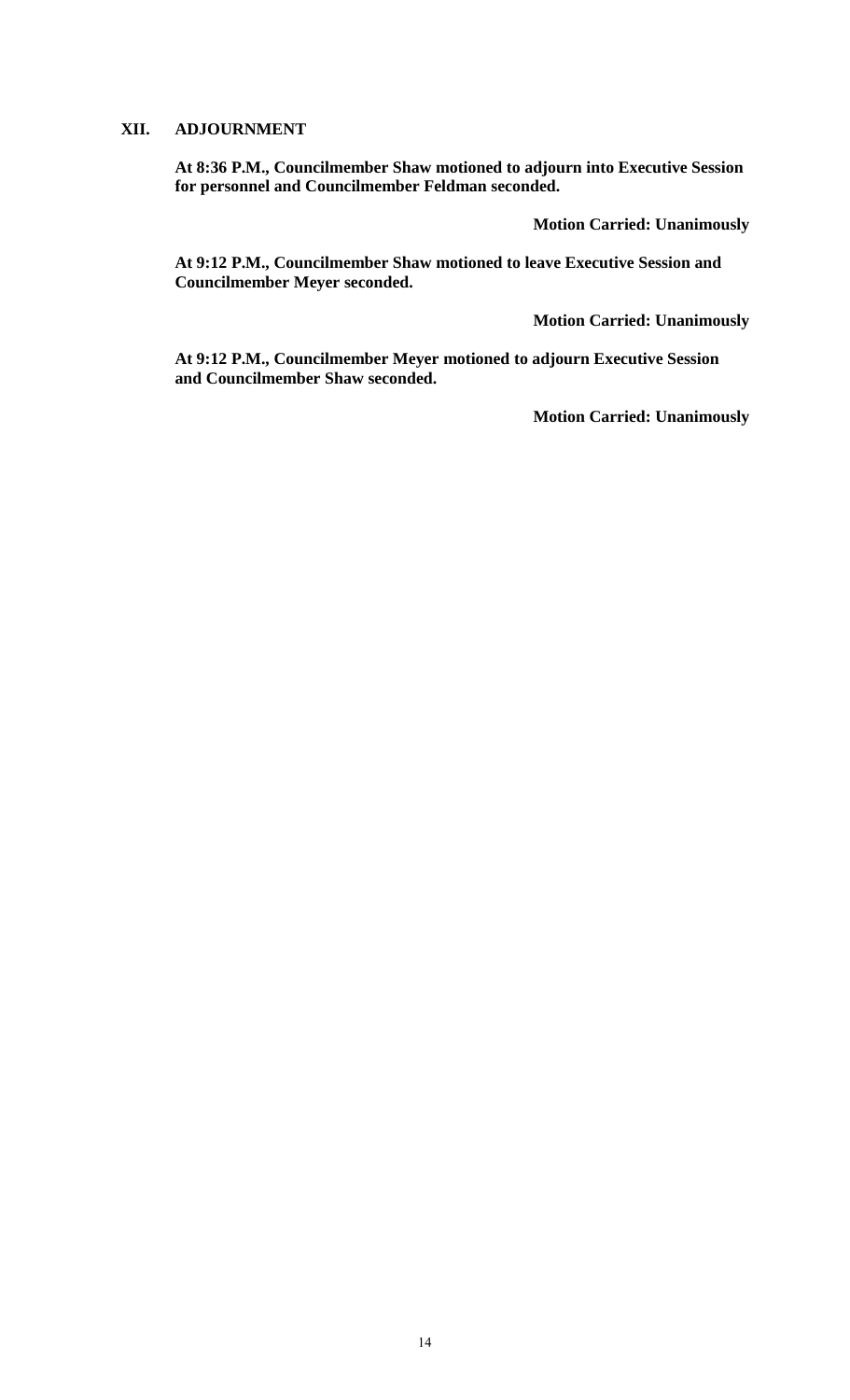## XII. ADJOURNMENT

**At 8:36 P.M., Councilmember Shaw motioned to adjourn into Executive Session for personnel and Councilmember Feldman seconded.**

**Motion Carried: Unanimously**

**At 9:12 P.M., Councilmember Shaw motioned to leave Executive Session and Councilmember Meyer seconded.**

**Motion Carried: Unanimously**

**At 9:12 P.M., Councilmember Meyer motioned to adjourn Executive Session and Councilmember Shaw seconded.**

**Motion Carried: Unanimously**